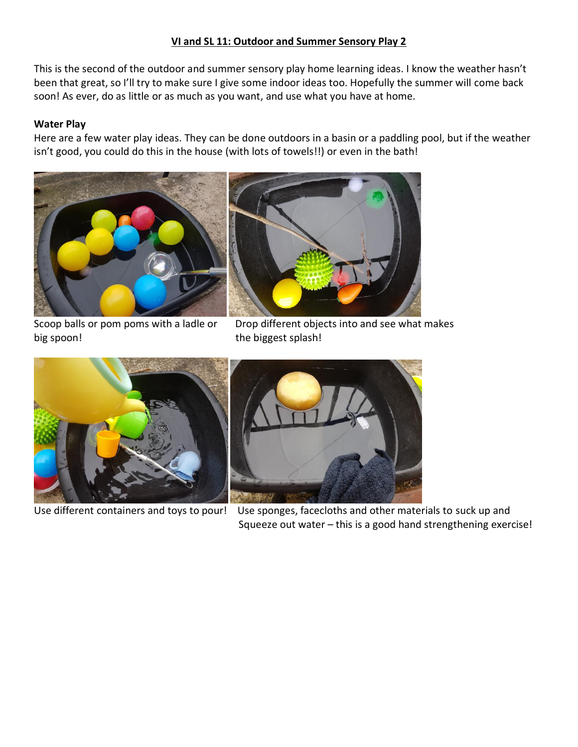# VI and SL 11: Outdoor and Summer Sensory Play 2

This is the second of the outdoor and summer sensory play home learning ideas. I know the weather hasn't been that great, so I'll try to make sure I give some indoor ideas too. Hopefully the summer will come back soon! As ever, do as little or as much as you want, and use what you have at home.

**Water Play**

Here are a few water play ideas. They can be done outdoors in a basin or a paddling pool, but if the weather isn't good, you could do this in the house (with lots of towels!!) or even in the bath!

Scoop balls or pom poms with a ladle or big spoon!

Drop different objects into and see what makes the biggest splash!

Use different containers and toys to pour!

Use sponges, facecloths and other materials to suck up and Squeeze out water – this is a good hand strengthening exercise!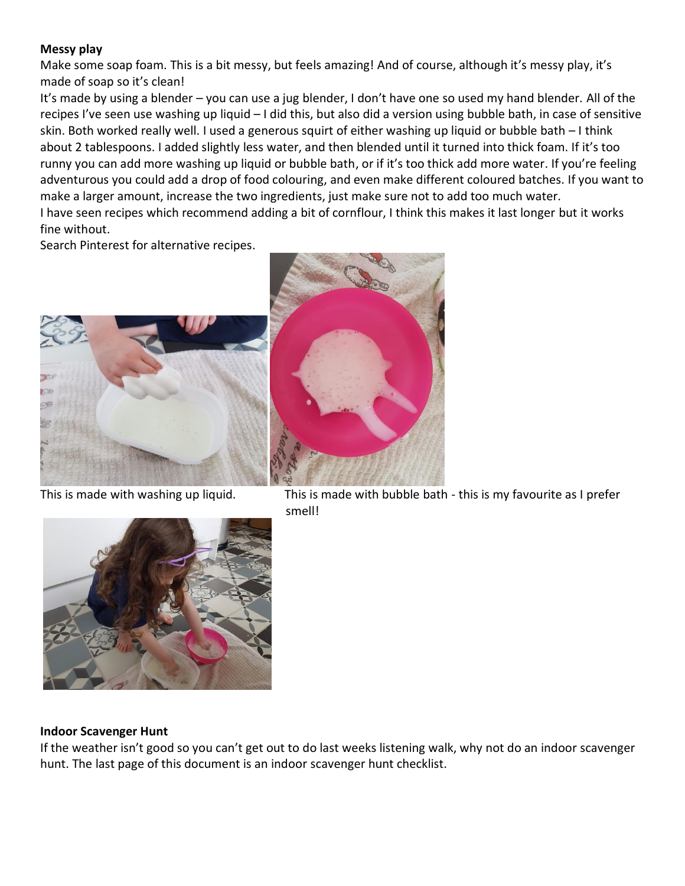**Messy play**

Make some soap foam. This is a bit messy, but feels amazing! And of course, although it's messy play, it's made of soap so it's clean!

It's made by using a blender – you can use a jug blender, I don't have one so used my hand blender. All of the recipes I've seen use washing up liquid – I did this, but also did a version using bubble bath, in case of sensitive skin. Both worked really well. I used a generous squirt of either washing up liquid or bubble bath – I think about 2 tablespoons. I added slightly less water, and then blended until it turned into thick foam. If it's too runny you can add more washing up liquid or bubble bath, or if it's too thick add more water. If you're feeling adventurous you could add a drop of food colouring, and even make different coloured batches. If you want to make a larger amount, increase the two ingredients, just make sure not to add too much water.

I have seen recipes which recommend adding a bit of cornflour, I think this makes it last longer but it works fine without.

Search Pinterest for alternative recipes.

This is made with washing up liquid.

This is made with bubble bath - this is my favourite as I prefer smell!

**Indoor Scavenger Hunt**

If the weather isn't good so you can't get out to do last weeks listening walk, why not do an indoor scavenger hunt. The last page of this document is an indoor scavenger hunt checklist.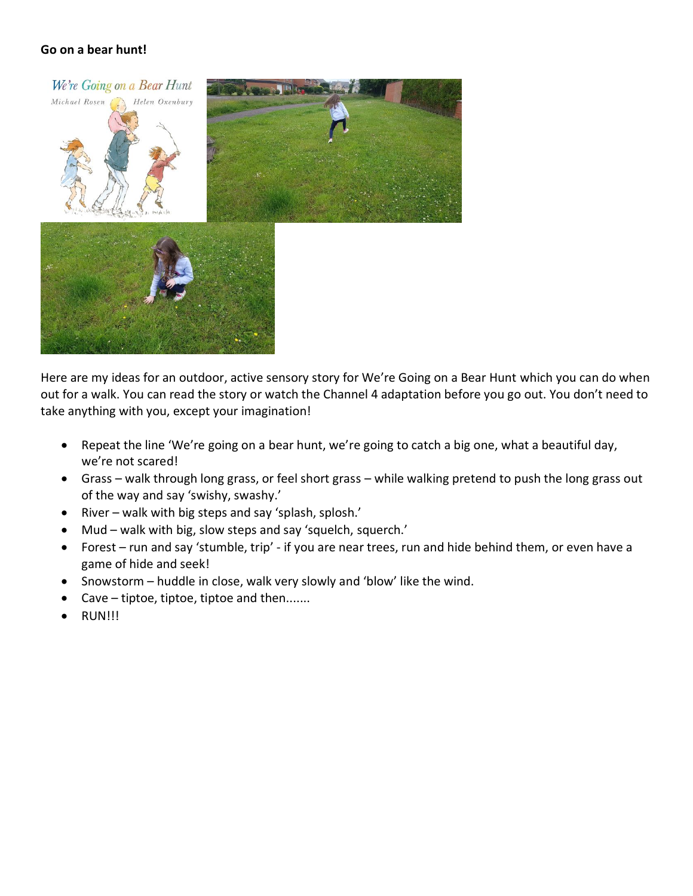**Go on a bear hunt!**

Here are my ideas for an outdoor, active sensory story for We're Going on a Bear Hunt which you can do when out for a walk. You can read the story or watch the Channel 4 adaptation before you go out. You don't need to take anything with you, except your imagination!

- Repeat the line 'We're going on a bear hunt, we're going to catch a big one, what a beautiful day, we're not scared!
- Grass – walk through long grass, or feel short grass – while walking pretend to push the long grass out of the way and say 'swishy, swashy.'
- River – walk with big steps and say 'splash, splosh.'
- Mud – walk with big, slow steps and say 'squelch, squerch.'
- Forest – run and say 'stumble, trip' - if you are near trees, run and hide behind them, or even have a game of hide and seek!
- Snowstorm – huddle in close, walk very slowly and 'blow' like the wind.
- Cave – tiptoe, tiptoe, tiptoe and then.......
- RUN!!!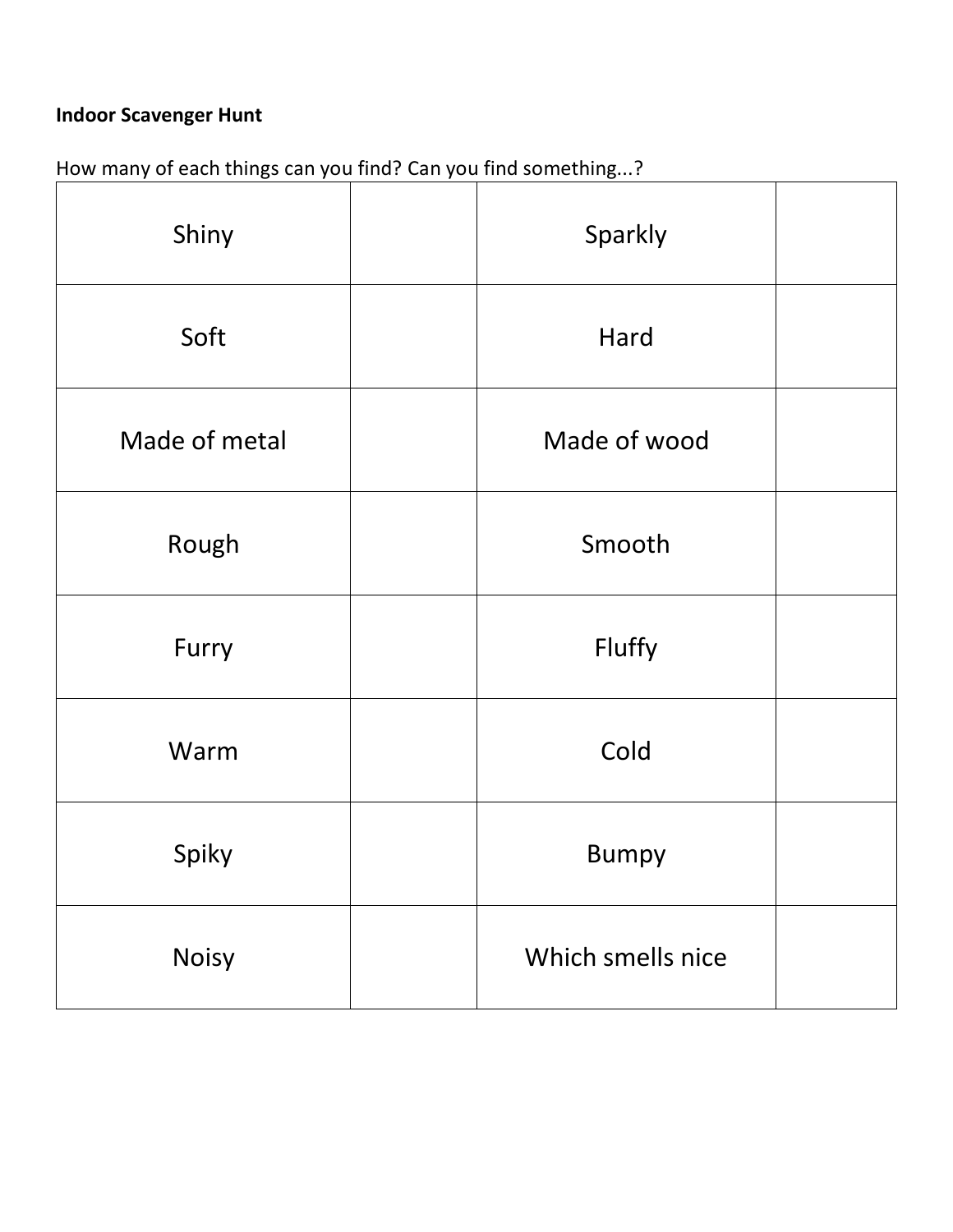**Indoor Scavenger Hunt**

How many of each things can you find? Can you find something...?

| | | | |
|---|---|---|---|
| Shiny | | Sparkly | |
| Soft | | Hard | |
| Made of metal | | Made of wood | |
| Rough | | Smooth | |
| Furry | | Fluffy | |
| Warm | | Cold | |
| Spiky | | Bumpy | |
| Noisy | | Which smells nice | |